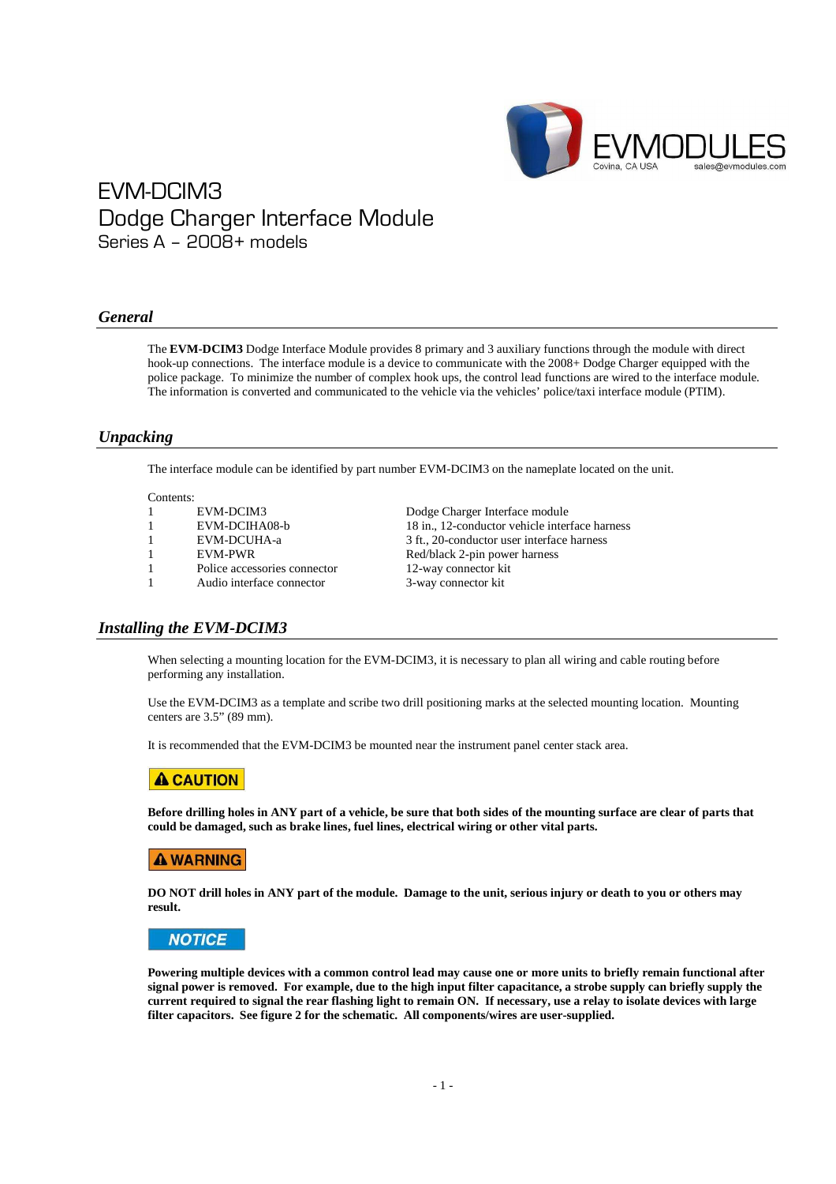EVMODULES
Covina, CA USA sales@evmodules.com

# EVM-DCIM3
# Dodge Charger Interface Module
### Series A – 2008+ models

## *General*

The **EVM-DCIM3** Dodge Interface Module provides 8 primary and 3 auxiliary functions through the module with direct hook-up connections. The interface module is a device to communicate with the 2008+ Dodge Charger equipped with the police package. To minimize the number of complex hook ups, the control lead functions are wired to the interface module. The information is converted and communicated to the vehicle via the vehicles' police/taxi interface module (PTIM).

## *Unpacking*

The interface module can be identified by part number EVM-DCIM3 on the nameplate located on the unit.

Contents:

| | | |
|---|---|---|
| 1 | EVM-DCIM3 | Dodge Charger Interface module |
| 1 | EVM-DCIHA08-b | 18 in., 12-conductor vehicle interface harness |
| 1 | EVM-DCUHA-a | 3 ft., 20-conductor user interface harness |
| 1 | EVM-PWR | Red/black 2-pin power harness |
| 1 | Police accessories connector | 12-way connector kit |
| 1 | Audio interface connector | 3-way connector kit |

## *Installing the EVM-DCIM3*

When selecting a mounting location for the EVM-DCIM3, it is necessary to plan all wiring and cable routing before performing any installation.

Use the EVM-DCIM3 as a template and scribe two drill positioning marks at the selected mounting location. Mounting centers are 3.5" (89 mm).

It is recommended that the EVM-DCIM3 be mounted near the instrument panel center stack area.

**⚠ CAUTION**

**Before drilling holes in ANY part of a vehicle, be sure that both sides of the mounting surface are clear of parts that could be damaged, such as brake lines, fuel lines, electrical wiring or other vital parts.**

**⚠ WARNING**

**DO NOT drill holes in ANY part of the module. Damage to the unit, serious injury or death to you or others may result.**

**NOTICE**

**Powering multiple devices with a common control lead may cause one or more units to briefly remain functional after signal power is removed. For example, due to the high input filter capacitance, a strobe supply can briefly supply the current required to signal the rear flashing light to remain ON. If necessary, use a relay to isolate devices with large filter capacitors. See figure 2 for the schematic. All components/wires are user-supplied.**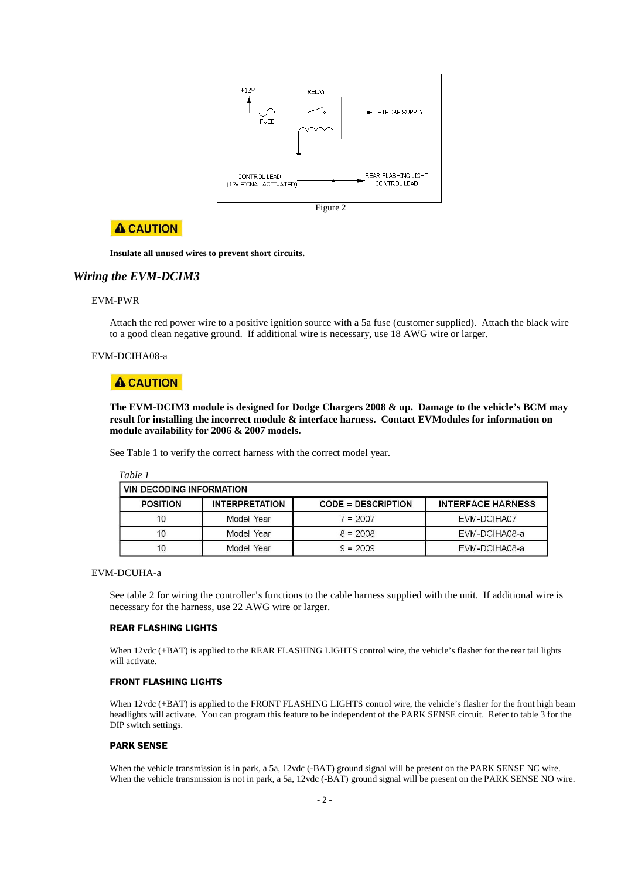+12V

RELAY

FUSE

STROBE SUPPLY

CONTROL LEAD
(12v SIGNAL ACTIVATED)

REAR FLASHING LIGHT
CONTROL LEAD

Figure 2

**⚠ CAUTION**

**Insulate all unused wires to prevent short circuits.**

## *Wiring the EVM-DCIM3*

EVM-PWR

Attach the red power wire to a positive ignition source with a 5a fuse (customer supplied). Attach the black wire to a good clean negative ground. If additional wire is necessary, use 18 AWG wire or larger.

EVM-DCIHA08-a

**⚠ CAUTION**

**The EVM-DCIM3 module is designed for Dodge Chargers 2008 & up. Damage to the vehicle's BCM may result for installing the incorrect module & interface harness. Contact EVModules for information on module availability for 2006 & 2007 models.**

See Table 1 to verify the correct harness with the correct model year.

*Table 1*

| VIN DECODING INFORMATION | | | |
|---|---|---|---|
| **POSITION** | **INTERPRETATION** | **CODE = DESCRIPTION** | **INTERFACE HARNESS** |
| 10 | Model Year | 7 = 2007 | EVM-DCIHA07 |
| 10 | Model Year | 8 = 2008 | EVM-DCIHA08-a |
| 10 | Model Year | 9 = 2009 | EVM-DCIHA08-a |

EVM-DCUHA-a

See table 2 for wiring the controller's functions to the cable harness supplied with the unit. If additional wire is necessary for the harness, use 22 AWG wire or larger.

#### REAR FLASHING LIGHTS

When 12vdc (+BAT) is applied to the REAR FLASHING LIGHTS control wire, the vehicle's flasher for the rear tail lights will activate.

#### FRONT FLASHING LIGHTS

When 12vdc (+BAT) is applied to the FRONT FLASHING LIGHTS control wire, the vehicle's flasher for the front high beam headlights will activate. You can program this feature to be independent of the PARK SENSE circuit. Refer to table 3 for the DIP switch settings.

#### PARK SENSE

When the vehicle transmission is in park, a 5a, 12vdc (-BAT) ground signal will be present on the PARK SENSE NC wire. When the vehicle transmission is not in park, a 5a, 12vdc (-BAT) ground signal will be present on the PARK SENSE NO wire.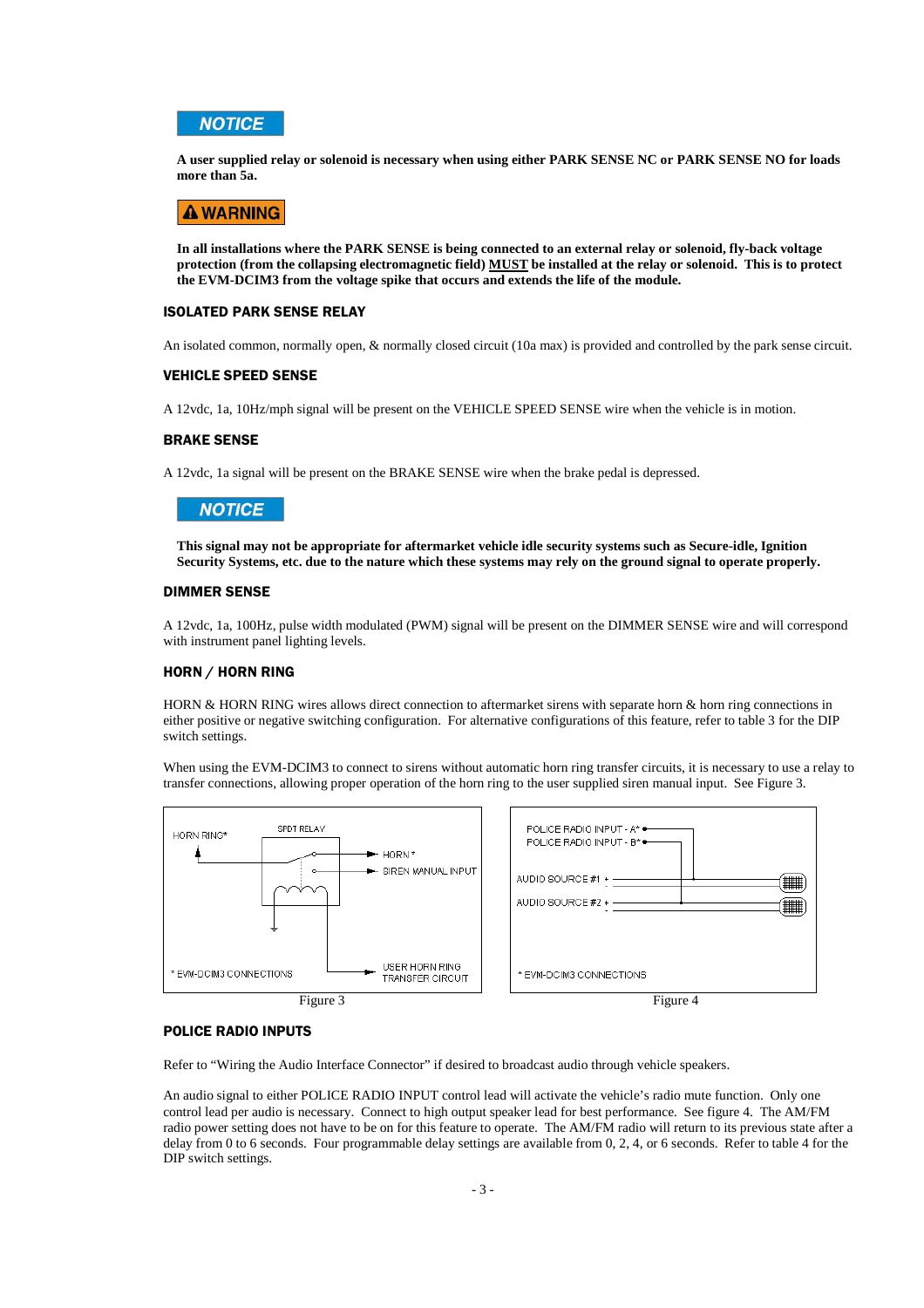**NOTICE**

**A user supplied relay or solenoid is necessary when using either PARK SENSE NC or PARK SENSE NO for loads more than 5a.**

**⚠ WARNING**

**In all installations where the PARK SENSE is being connected to an external relay or solenoid, fly-back voltage protection (from the collapsing electromagnetic field) MUST be installed at the relay or solenoid. This is to protect the EVM-DCIM3 from the voltage spike that occurs and extends the life of the module.**

### ISOLATED PARK SENSE RELAY

An isolated common, normally open, & normally closed circuit (10a max) is provided and controlled by the park sense circuit.

### VEHICLE SPEED SENSE

A 12vdc, 1a, 10Hz/mph signal will be present on the VEHICLE SPEED SENSE wire when the vehicle is in motion.

### BRAKE SENSE

A 12vdc, 1a signal will be present on the BRAKE SENSE wire when the brake pedal is depressed.

**NOTICE**

**This signal may not be appropriate for aftermarket vehicle idle security systems such as Secure-idle, Ignition Security Systems, etc. due to the nature which these systems may rely on the ground signal to operate properly.**

### DIMMER SENSE

A 12vdc, 1a, 100Hz, pulse width modulated (PWM) signal will be present on the DIMMER SENSE wire and will correspond with instrument panel lighting levels.

### HORN / HORN RING

HORN & HORN RING wires allows direct connection to aftermarket sirens with separate horn & horn ring connections in either positive or negative switching configuration. For alternative configurations of this feature, refer to table 3 for the DIP switch settings.

When using the EVM-DCIM3 to connect to sirens without automatic horn ring transfer circuits, it is necessary to use a relay to transfer connections, allowing proper operation of the horn ring to the user supplied siren manual input. See Figure 3.

HORN RING*
SPDT RELAY
HORN*
SIREN MANUAL INPUT
USER HORN RING TRANSFER CIRCUIT
* EVM-DCIM3 CONNECTIONS

Figure 3

POLICE RADIO INPUT - A*
POLICE RADIO INPUT - B*
AUDIO SOURCE #1 +
AUDIO SOURCE #2 +
* EVM-DCIM3 CONNECTIONS

Figure 4

### POLICE RADIO INPUTS

Refer to "Wiring the Audio Interface Connector" if desired to broadcast audio through vehicle speakers.

An audio signal to either POLICE RADIO INPUT control lead will activate the vehicle's radio mute function. Only one control lead per audio is necessary. Connect to high output speaker lead for best performance. See figure 4. The AM/FM radio power setting does not have to be on for this feature to operate. The AM/FM radio will return to its previous state after a delay from 0 to 6 seconds. Four programmable delay settings are available from 0, 2, 4, or 6 seconds. Refer to table 4 for the DIP switch settings.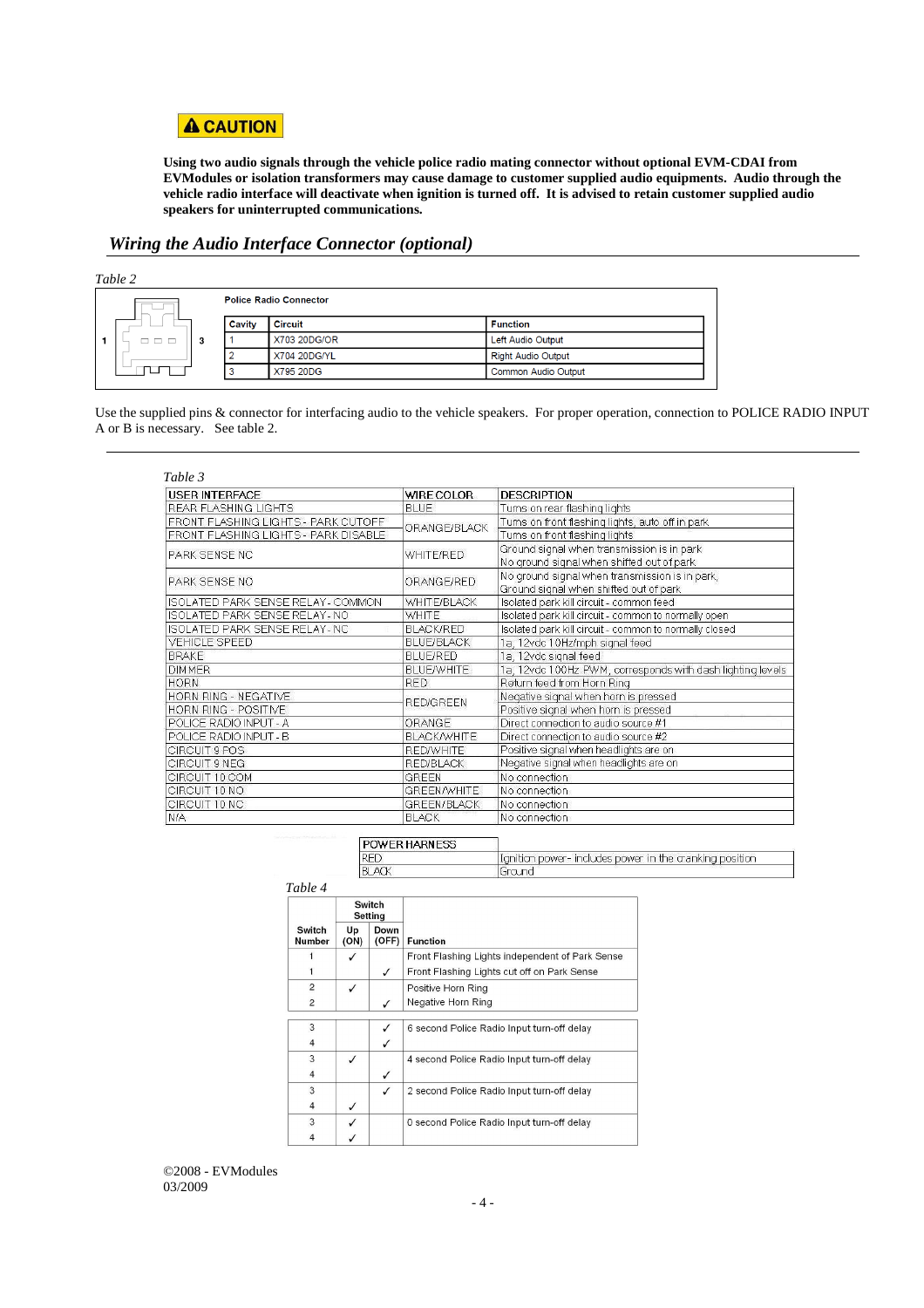**⚠ CAUTION**

**Using two audio signals through the vehicle police radio mating connector without optional EVM-CDAI from EVModules or isolation transformers may cause damage to customer supplied audio equipments. Audio through the vehicle radio interface will deactivate when ignition is turned off. It is advised to retain customer supplied audio speakers for uninterrupted communications.**

## *Wiring the Audio Interface Connector (optional)*

*Table 2*

**Police Radio Connector**

| Cavity | Circuit | Function |
|---|---|---|
| 1 | X703 20DG/OR | Left Audio Output |
| 2 | X704 20DG/YL | Right Audio Output |
| 3 | X795 20DG | Common Audio Output |

Use the supplied pins & connector for interfacing audio to the vehicle speakers. For proper operation, connection to POLICE RADIO INPUT A or B is necessary. See table 2.

*Table 3*

| USER INTERFACE | WIRE COLOR | DESCRIPTION |
|---|---|---|
| REAR FLASHING LIGHTS | BLUE | Turns on rear flashing lights |
| FRONT FLASHING LIGHTS - PARK CUTOFF | ORANGE/BLACK | Turns on front flashing lights, auto off in park |
| FRONT FLASHING LIGHTS - PARK DISABLE | ORANGE/BLACK | Turns on front flashing lights |
| PARK SENSE NC | WHITE/RED | Ground signal when transmission is in park<br>No ground signal when shifted out of park |
| PARK SENSE NO | ORANGE/RED | No ground signal when transmission is in park,<br>Ground signal when shifted out of park |
| ISOLATED PARK SENSE RELAY - COMMON | WHITE/BLACK | Isolated park kill circuit - common feed |
| ISOLATED PARK SENSE RELAY - NO | WHITE | Isolated park kill circuit - common to normally open |
| ISOLATED PARK SENSE RELAY - NC | BLACK/RED | Isolated park kill circuit - common to normally closed |
| VEHICLE SPEED | BLUE/BLACK | 1a, 12vdc 10Hz/mph signal feed |
| BRAKE | BLUE/RED | 1a, 12vdc signal feed |
| DIMMER | BLUE/WHITE | 1a, 12vdc 100Hz PWM, corresponds with dash lighting levels |
| HORN | RED | Return feed from Horn Ring |
| HORN RING - NEGATIVE | RED/GREEN | Negative signal when horn is pressed |
| HORN RING - POSITIVE | RED/GREEN | Positive signal when horn is pressed |
| POLICE RADIO INPUT - A | ORANGE | Direct connection to audio source #1 |
| POLICE RADIO INPUT - B | BLACK/WHITE | Direct connection to audio source #2 |
| CIRCUIT 9 POS | RED/WHITE | Positive signal when headlights are on |
| CIRCUIT 9 NEG | RED/BLACK | Negative signal when headlights are on |
| CIRCUIT 10 COM | GREEN | No connection |
| CIRCUIT 10 NO | GREEN/WHITE | No connection |
| CIRCUIT 10 NC | GREEN/BLACK | No connection |
| N/A | BLACK | No connection |

| POWER HARNESS | |
|---|---|
| RED | Ignition power - includes power in the cranking position |
| BLACK | Ground |

*Table 4*

| Switch Number | Switch Setting Up (ON) | Switch Setting Down (OFF) | Function |
|---|---|---|---|
| 1 | ✓ | | Front Flashing Lights independent of Park Sense |
| 1 | | ✓ | Front Flashing Lights cut off on Park Sense |
| 2 | ✓ | | Positive Horn Ring |
| 2 | | ✓ | Negative Horn Ring |
| 3 | | ✓ | 6 second Police Radio Input turn-off delay |
| 4 | | ✓ | |
| 3 | ✓ | | 4 second Police Radio Input turn-off delay |
| 4 | | ✓ | |
| 3 | | ✓ | 2 second Police Radio Input turn-off delay |
| 4 | ✓ | | |
| 3 | ✓ | | 0 second Police Radio Input turn-off delay |
| 4 | ✓ | | |

©2008 - EVModules
03/2009